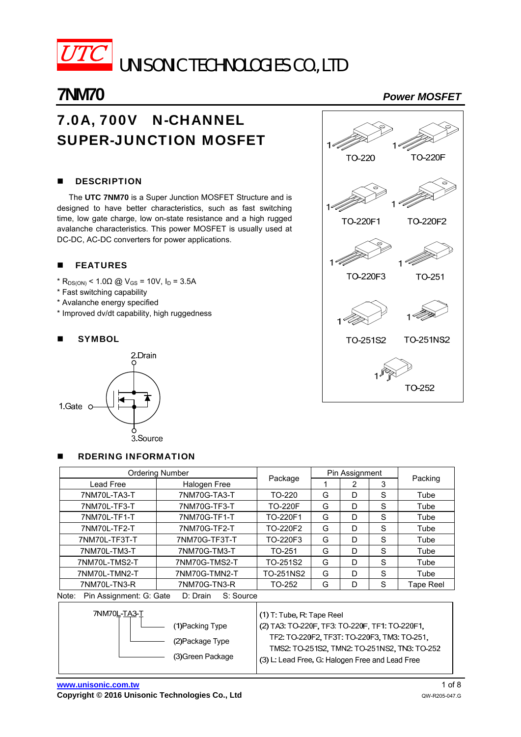UTC UNISONIC TECHNOLOGIES CO., LTD

# 7NM70

*Power MOSFET*

## 7.0A, 700V N-CHANNEL SUPER-JUNCTION MOSFET

### ■ DESCRIPTION

The **UTC 7NM70** is a Super Junction MOSFET Structure and is designed to have better characteristics, such as fast switching time, low gate charge, low on-state resistance and a high rugged avalanche characteristics. This power MOSFET is usually used at DC-DC, AC-DC converters for power applications.

### ■ FEATURES

* $R_{DS(ON)}$ < 1.0Ω @ $V_{GS}$ = 10V, $I_D$ = 3.5A
* Fast switching capability
* Avalanche energy specified
* Improved dv/dt capability, high ruggedness

### ■ SYMBOL

2.Drain

1.Gate

3.Source

TO-220, TO-220F, TO-220F1, TO-220F2, TO-220F3, TO-251, TO-251S2, TO-251NS2, TO-252

### ■ RDERING INFORMATION

| Ordering Number | | Package | Pin Assignment | | | Packing |
|---|---|---|---|---|---|---|
| Lead Free | Halogen Free | | 1 | 2 | 3 | |
| 7NM70L-TA3-T | 7NM70G-TA3-T | TO-220 | G | D | S | Tube |
| 7NM70L-TF3-T | 7NM70G-TF3-T | TO-220F | G | D | S | Tube |
| 7NM70L-TF1-T | 7NM70G-TF1-T | TO-220F1 | G | D | S | Tube |
| 7NM70L-TF2-T | 7NM70G-TF2-T | TO-220F2 | G | D | S | Tube |
| 7NM70L-TF3T-T | 7NM70G-TF3T-T | TO-220F3 | G | D | S | Tube |
| 7NM70L-TM3-T | 7NM70G-TM3-T | TO-251 | G | D | S | Tube |
| 7NM70L-TMS2-T | 7NM70G-TMS2-T | TO-251S2 | G | D | S | Tube |
| 7NM70L-TMN2-T | 7NM70G-TMN2-T | TO-251NS2 | G | D | S | Tube |
| 7NM70L-TN3-R | 7NM70G-TN3-R | TO-252 | G | D | S | Tape Reel |

Note: Pin Assignment: G: Gate D: Drain S: Source

| 7NM70L-TA3-T | |
|---|---|
| (1)Packing Type<br>(2)Package Type<br>(3)Green Package | (1) T: Tube, R: Tape Reel<br>(2) TA3: TO-220F, TF3: TO-220F, TF1: TO-220F1, TF2: TO-220F2, TF3T: TO-220F3, TM3: TO-251, TMS2: TO-251S2, TMN2: TO-251NS2, TN3: TO-252<br>(3) L: Lead Free, G: Halogen Free and Lead Free |

www.unisonic.com.tw

**Copyright © 2016 Unisonic Technologies Co., Ltd**

QW-R205-047.G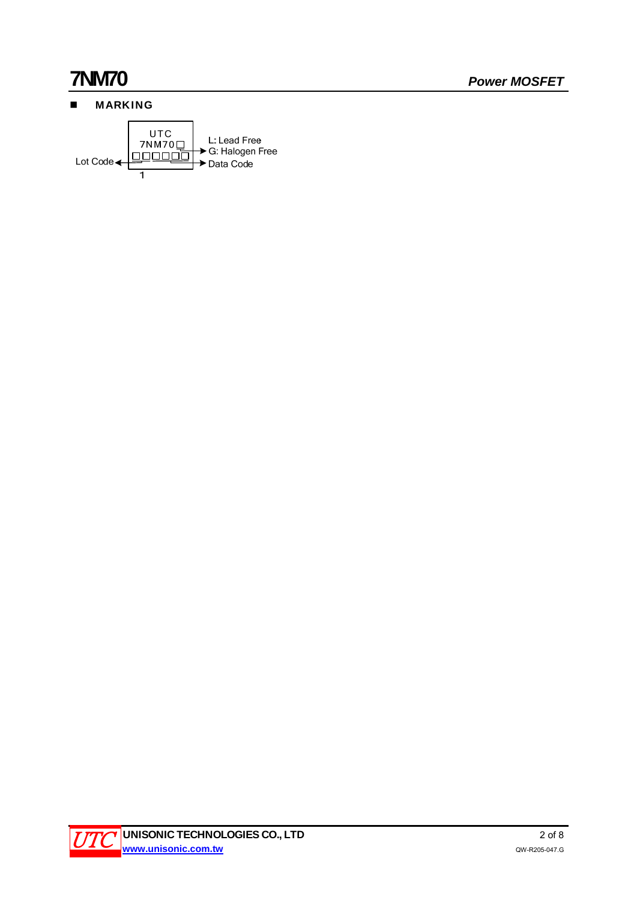## MARKING

```
            UTC
          7NM70□ ──────► L: Lead Free
                          G: Halogen Free
Lot Code ◄── □□□□□□ ──────► Data Code
          1
```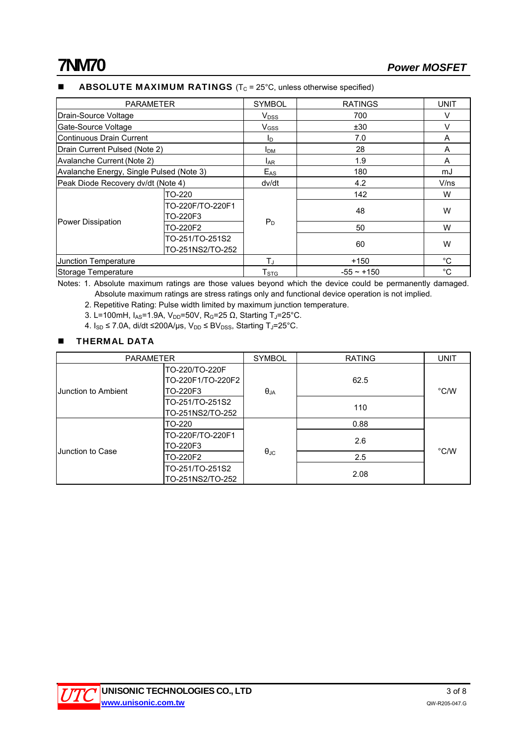## ■ ABSOLUTE MAXIMUM RATINGS ($T_C$ = 25°C, unless otherwise specified)

| PARAMETER | | SYMBOL | RATINGS | UNIT |
|---|---|---|---|---|
| Drain-Source Voltage | | $V_{DSS}$ | 700 | V |
| Gate-Source Voltage | | $V_{GSS}$ | ±30 | V |
| Continuous Drain Current | | $I_D$ | 7.0 | A |
| Drain Current Pulsed (Note 2) | | $I_{DM}$ | 28 | A |
| Avalanche Current (Note 2) | | $I_{AR}$ | 1.9 | A |
| Avalanche Energy, Single Pulsed (Note 3) | | $E_{AS}$ | 180 | mJ |
| Peak Diode Recovery dv/dt (Note 4) | | dv/dt | 4.2 | V/ns |
| Power Dissipation | TO-220 | $P_D$ | 142 | W |
| | TO-220F/TO-220F1 TO-220F3 | | 48 | W |
| | TO-220F2 | | 50 | W |
| | TO-251/TO-251S2 TO-251NS2/TO-252 | | 60 | W |
| Junction Temperature | | $T_J$ | +150 | °C |
| Storage Temperature | | $T_{STG}$ | -55 ~ +150 | °C |

Notes: 1. Absolute maximum ratings are those values beyond which the device could be permanently damaged. Absolute maximum ratings are stress ratings only and functional device operation is not implied.

2. Repetitive Rating: Pulse width limited by maximum junction temperature.

3. L=100mH, $I_{AS}$=1.9A, $V_{DD}$=50V, $R_G$=25 Ω, Starting $T_J$=25°C.

4. $I_{SD}$ ≤ 7.0A, di/dt ≤200A/μs, $V_{DD}$ ≤ $BV_{DSS}$, Starting $T_J$=25°C.

## ■ THERMAL DATA

| PARAMETER | | SYMBOL | RATING | UNIT |
|---|---|---|---|---|
| Junction to Ambient | TO-220/TO-220F TO-220F1/TO-220F2 TO-220F3 | $\theta_{JA}$ | 62.5 | °C/W |
| | TO-251/TO-251S2 TO-251NS2/TO-252 | | 110 | |
| Junction to Case | TO-220 | $\theta_{JC}$ | 0.88 | °C/W |
| | TO-220F/TO-220F1 TO-220F3 | | 2.6 | |
| | TO-220F2 | | 2.5 | |
| | TO-251/TO-251S2 TO-251NS2/TO-252 | | 2.08 | |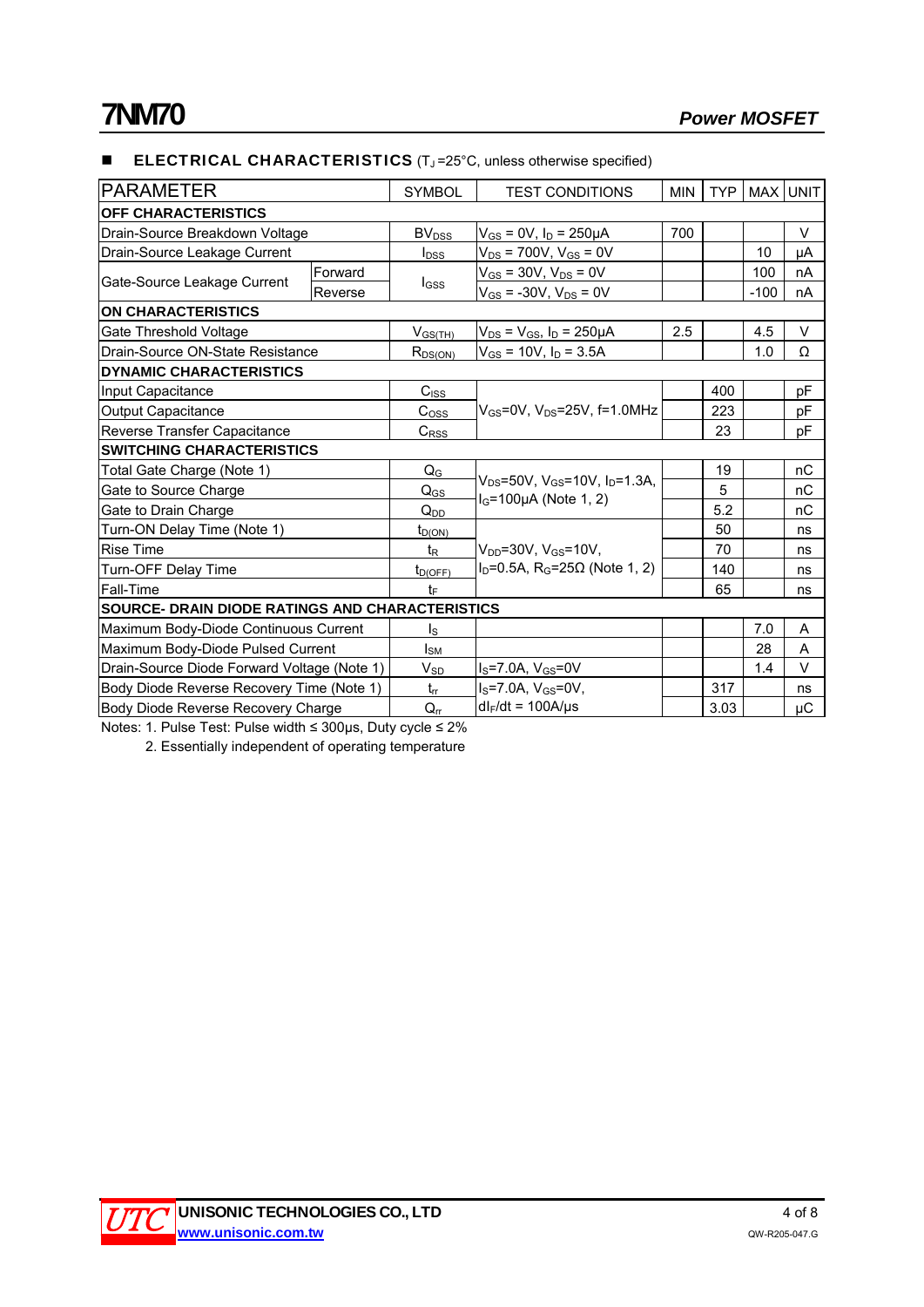## ■ ELECTRICAL CHARACTERISTICS ($T_J$ =25°C, unless otherwise specified)

| PARAMETER | | SYMBOL | TEST CONDITIONS | MIN | TYP | MAX | UNIT |
|---|---|---|---|---|---|---|---|
| **OFF CHARACTERISTICS** | | | | | | | |
| Drain-Source Breakdown Voltage | | $BV_{DSS}$ | $V_{GS}$ = 0V, $I_D$ = 250μA | 700 | | | V |
| Drain-Source Leakage Current | | $I_{DSS}$ | $V_{DS}$ = 700V, $V_{GS}$ = 0V | | | 10 | μA |
| Gate-Source Leakage Current | Forward | $I_{GSS}$ | $V_{GS}$ = 30V, $V_{DS}$ = 0V | | | 100 | nA |
| | Reverse | | $V_{GS}$ = -30V, $V_{DS}$ = 0V | | | -100 | nA |
| **ON CHARACTERISTICS** | | | | | | | |
| Gate Threshold Voltage | | $V_{GS(TH)}$ | $V_{DS}$ = $V_{GS}$, $I_D$ = 250μA | 2.5 | | 4.5 | V |
| Drain-Source ON-State Resistance | | $R_{DS(ON)}$ | $V_{GS}$ = 10V, $I_D$ = 3.5A | | | 1.0 | Ω |
| **DYNAMIC CHARACTERISTICS** | | | | | | | |
| Input Capacitance | | $C_{ISS}$ | $V_{GS}$=0V, $V_{DS}$=25V, f=1.0MHz | | 400 | | pF |
| Output Capacitance | | $C_{OSS}$ | | | 223 | | pF |
| Reverse Transfer Capacitance | | $C_{RSS}$ | | | 23 | | pF |
| **SWITCHING CHARACTERISTICS** | | | | | | | |
| Total Gate Charge (Note 1) | | $Q_G$ | $V_{DS}$=50V, $V_{GS}$=10V, $I_D$=1.3A, $I_G$=100μA (Note 1, 2) | | 19 | | nC |
| Gate to Source Charge | | $Q_{GS}$ | | | 5 | | nC |
| Gate to Drain Charge | | $Q_{DD}$ | | | 5.2 | | nC |
| Turn-ON Delay Time (Note 1) | | $t_{D(ON)}$ | $V_{DD}$=30V, $V_{GS}$=10V, $I_D$=0.5A, $R_G$=25Ω (Note 1, 2) | | 50 | | ns |
| Rise Time | | $t_R$ | | | 70 | | ns |
| Turn-OFF Delay Time | | $t_{D(OFF)}$ | | | 140 | | ns |
| Fall-Time | | $t_F$ | | | 65 | | ns |
| **SOURCE- DRAIN DIODE RATINGS AND CHARACTERISTICS** | | | | | | | |
| Maximum Body-Diode Continuous Current | | $I_S$ | | | | 7.0 | A |
| Maximum Body-Diode Pulsed Current | | $I_{SM}$ | | | | 28 | A |
| Drain-Source Diode Forward Voltage (Note 1) | | $V_{SD}$ | $I_S$=7.0A, $V_{GS}$=0V | | | 1.4 | V |
| Body Diode Reverse Recovery Time (Note 1) | | $t_{rr}$ | $I_S$=7.0A, $V_{GS}$=0V, $dI_F/dt$ = 100A/μs | | 317 | | ns |
| Body Diode Reverse Recovery Charge | | $Q_{rr}$ | | | 3.03 | | μC |

Notes: 1. Pulse Test: Pulse width ≤ 300μs, Duty cycle ≤ 2%

2. Essentially independent of operating temperature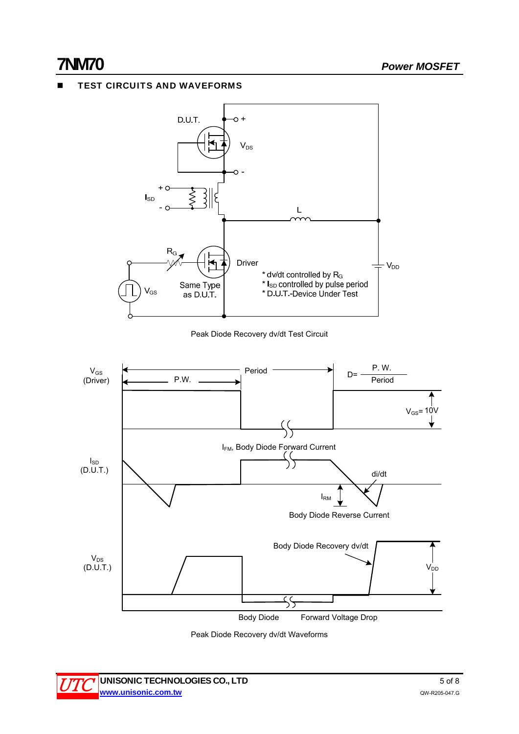## ■ TEST CIRCUITS AND WAVEFORMS

D.U.T.

$V_{DS}$

$I_{SD}$

L

$R_G$

Driver

$V_{DD}$

$V_{GS}$

Same Type as D.U.T.

* dv/dt controlled by $R_G$
* $I_{SD}$ controlled by pulse period
* D.U.T.-Device Under Test

Peak Diode Recovery dv/dt Test Circuit

$V_{GS}$ (Driver)

Period

P.W.

$D = \frac{P.W.}{Period}$

$V_{GS}$= 10V

$I_{FM}$, Body Diode Forward Current

$I_{SD}$ (D.U.T.)

di/dt

$I_{RM}$

Body Diode Reverse Current

Body Diode Recovery dv/dt

$V_{DS}$ (D.U.T.)

$V_{DD}$

Body Diode Forward Voltage Drop

Peak Diode Recovery dv/dt Waveforms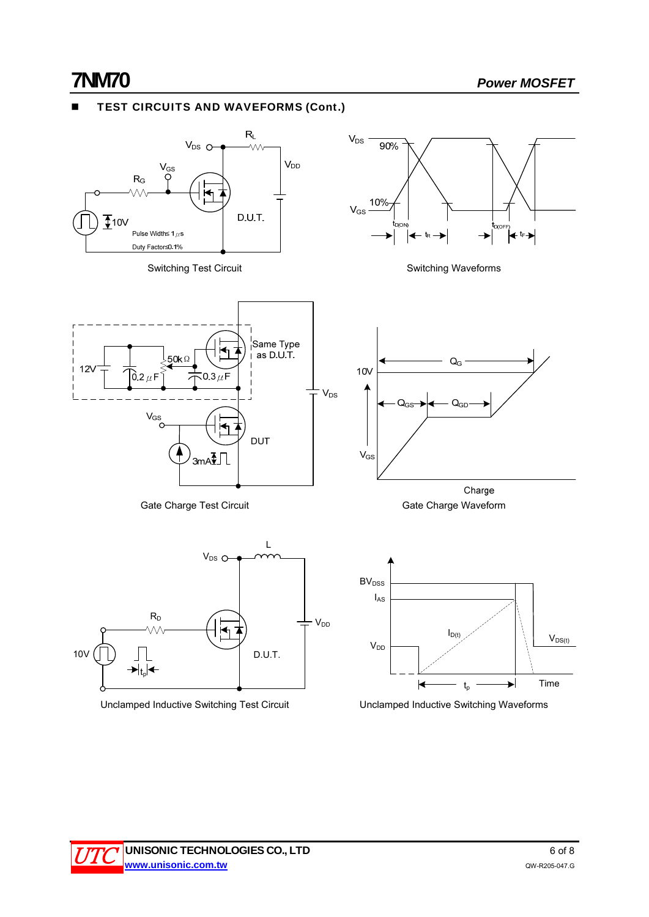## ■ TEST CIRCUITS AND WAVEFORMS (Cont.)

Switching Test Circuit

Switching Waveforms

Gate Charge Test Circuit

Gate Charge Waveform

Unclamped Inductive Switching Test Circuit

Unclamped Inductive Switching Waveforms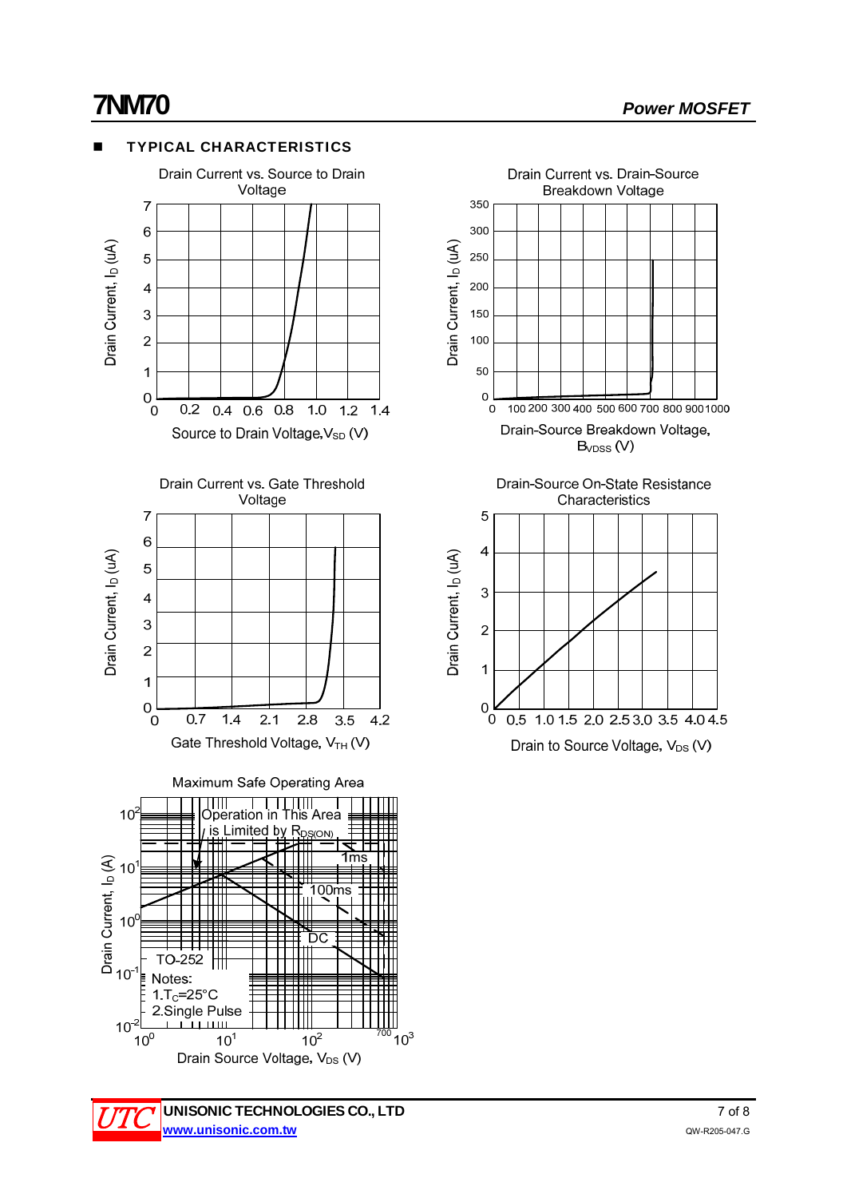## ■ TYPICAL CHARACTERISTICS

Drain Current vs. Source to Drain Voltage

Drain Current, $I_D$ (uA)

Source to Drain Voltage, $V_{SD}$ (V)

Drain Current vs. Drain-Source Breakdown Voltage

Drain Current, $I_D$ (uA)

Drain-Source Breakdown Voltage, $B_{VDSS}$ (V)

Drain Current vs. Gate Threshold Voltage

Drain Current, $I_D$ (uA)

Gate Threshold Voltage, $V_{TH}$ (V)

Drain-Source On-State Resistance Characteristics

Drain Current, $I_D$ (uA)

Drain to Source Voltage, $V_{DS}$ (V)

Maximum Safe Operating Area

Operation in This Area is Limited by $R_{DS(ON)}$

1ms

100ms

DC

TO-252

Notes:
1. $T_C$=25°C
2. Single Pulse

Drain Current, $I_D$ (A)

Drain Source Voltage, $V_{DS}$ (V)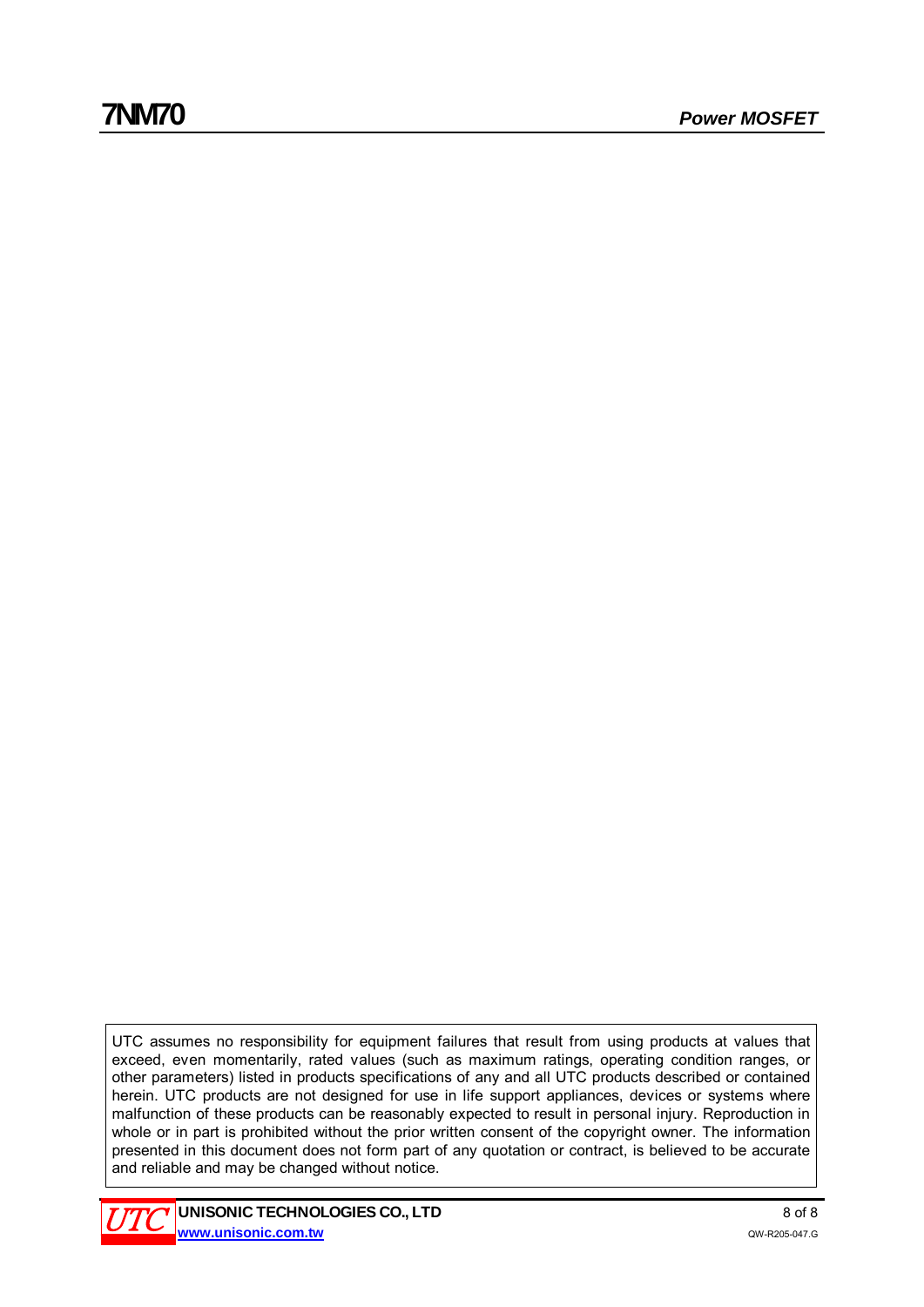UTC assumes no responsibility for equipment failures that result from using products at values that exceed, even momentarily, rated values (such as maximum ratings, operating condition ranges, or other parameters) listed in products specifications of any and all UTC products described or contained herein. UTC products are not designed for use in life support appliances, devices or systems where malfunction of these products can be reasonably expected to result in personal injury. Reproduction in whole or in part is prohibited without the prior written consent of the copyright owner. The information presented in this document does not form part of any quotation or contract, is believed to be accurate and reliable and may be changed without notice.